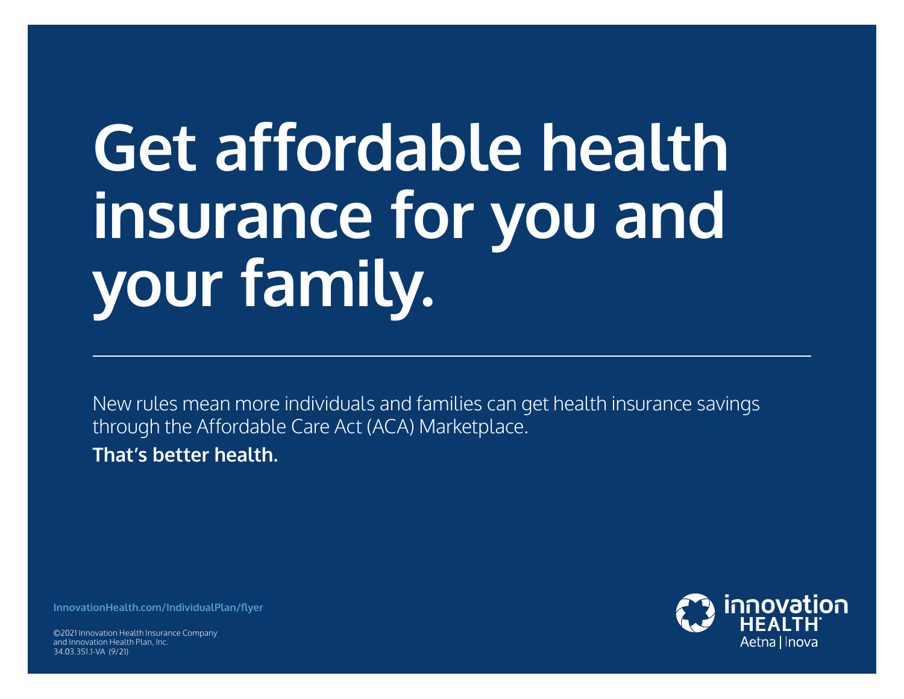# Get affordable health insurance for you and your family.

---

New rules mean more individuals and families can get health insurance savings through the Affordable Care Act (ACA) Marketplace.

**That's better health.**

InnovationHealth.com/IndividualPlan/flyer

©2021 Innovation Health Insurance Company and Innovation Health Plan, Inc.
34.03.351.1-VA (9/21)

innovation HEALTH®
Aetna | Inova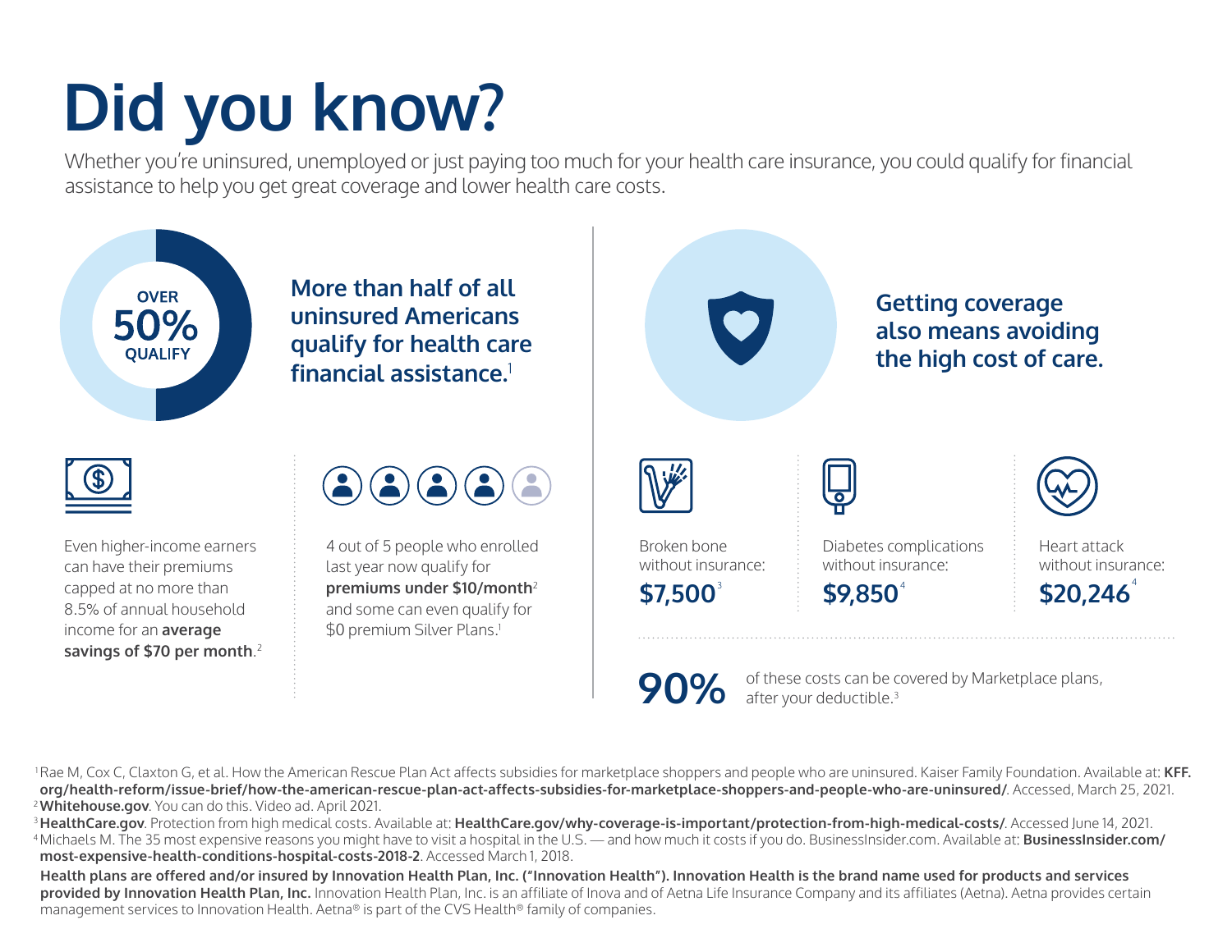# Did you know?

Whether you're uninsured, unemployed or just paying too much for your health care insurance, you could qualify for financial assistance to help you get great coverage and lower health care costs.

OVER 50% QUALIFY

**More than half of all uninsured Americans qualify for health care financial assistance.**[1]

Even higher-income earners can have their premiums capped at no more than 8.5% of annual household income for an **average savings of $70 per month**.[2]

4 out of 5 people who enrolled last year now qualify for **premiums under $10/month**[2] and some can even qualify for $0 premium Silver Plans.[1]

**Getting coverage also means avoiding the high cost of care.**

Broken bone without insurance: **$7,500**[3]

Diabetes complications without insurance: **$9,850**[4]

Heart attack without insurance: **$20,246**[4]

**90%** of these costs can be covered by Marketplace plans, after your deductible.[3]

[1] Rae M, Cox C, Claxton G, et al. How the American Rescue Plan Act affects subsidies for marketplace shoppers and people who are uninsured. Kaiser Family Foundation. Available at: **KFF.org/health-reform/issue-brief/how-the-american-rescue-plan-act-affects-subsidies-for-marketplace-shoppers-and-people-who-are-uninsured/**. Accessed, March 25, 2021.

[2] **Whitehouse.gov**. You can do this. Video ad. April 2021.

[3] **HealthCare.gov**. Protection from high medical costs. Available at: **HealthCare.gov/why-coverage-is-important/protection-from-high-medical-costs/**. Accessed June 14, 2021.

[4] Michaels M. The 35 most expensive reasons you might have to visit a hospital in the U.S. — and how much it costs if you do. BusinessInsider.com. Available at: **BusinessInsider.com/most-expensive-health-conditions-hospital-costs-2018-2**. Accessed March 1, 2018.

**Health plans are offered and/or insured by Innovation Health Plan, Inc. ("Innovation Health"). Innovation Health is the brand name used for products and services provided by Innovation Health Plan, Inc.** Innovation Health Plan, Inc. is an affiliate of Inova and of Aetna Life Insurance Company and its affiliates (Aetna). Aetna provides certain management services to Innovation Health. Aetna® is part of the CVS Health® family of companies.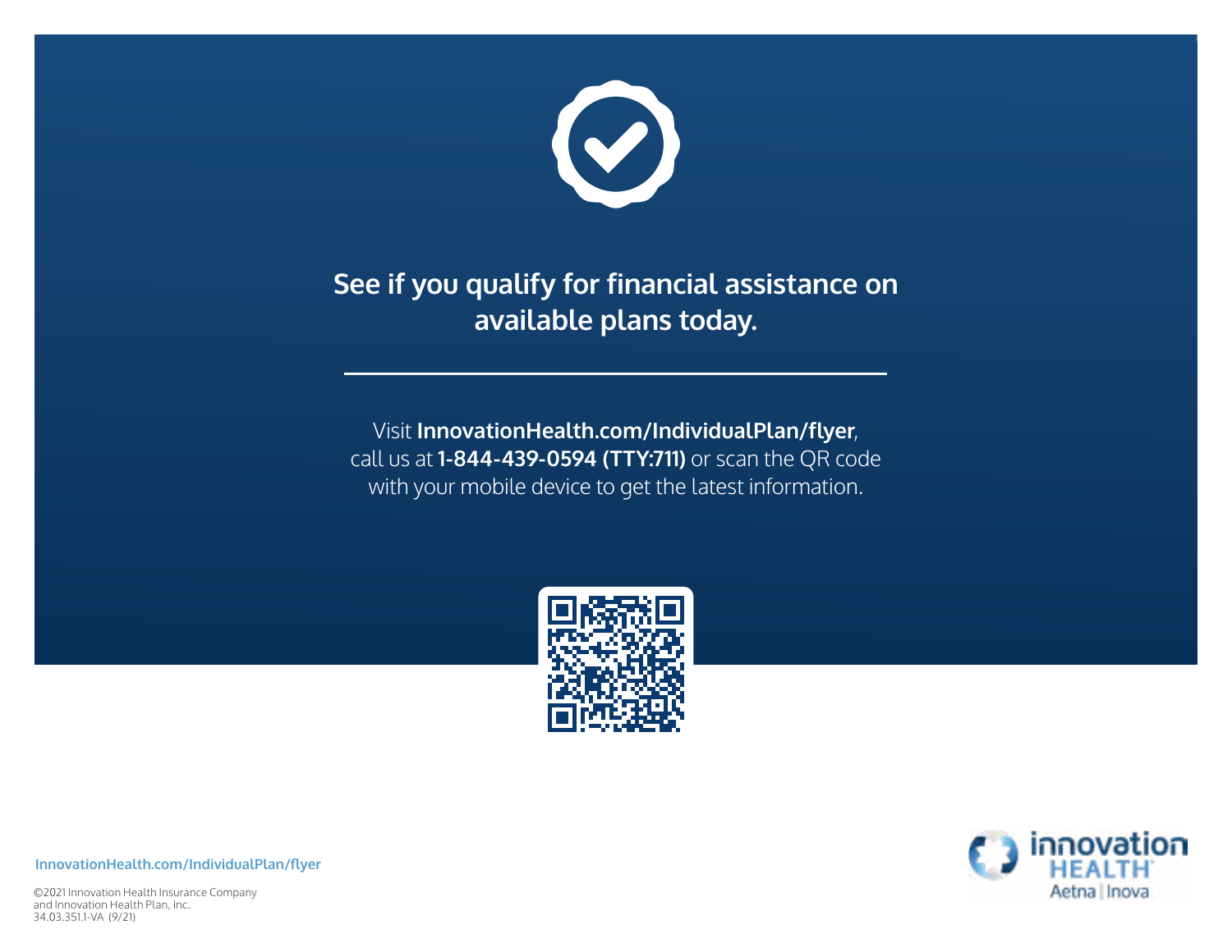## See if you qualify for financial assistance on available plans today.

Visit **InnovationHealth.com/IndividualPlan/flyer**, call us at **1-844-439-0594 (TTY:711)** or scan the QR code with your mobile device to get the latest information.

InnovationHealth.com/IndividualPlan/flyer

©2021 Innovation Health Insurance Company and Innovation Health Plan, Inc.
34.03.351.1-VA (9/21)

innovation HEALTH
Aetna | Inova